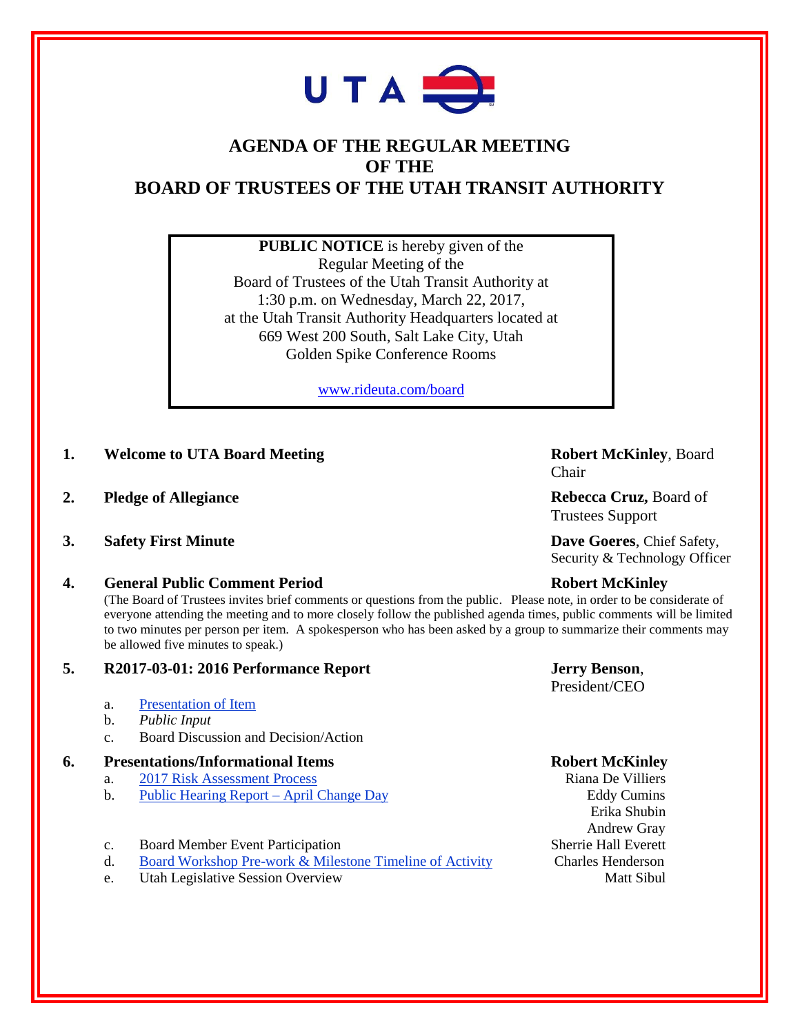UTA

# AGENDA OF THE REGULAR MEETING OF THE BOARD OF TRUSTEES OF THE UTAH TRANSIT AUTHORITY

**PUBLIC NOTICE** is hereby given of the Regular Meeting of the Board of Trustees of the Utah Transit Authority at 1:30 p.m. on Wednesday, March 22, 2017, at the Utah Transit Authority Headquarters located at 669 West 200 South, Salt Lake City, Utah Golden Spike Conference Rooms

www.rideuta.com/board

**1. Welcome to UTA Board Meeting** — **Robert McKinley**, Board Chair

**2. Pledge of Allegiance** — **Rebecca Cruz,** Board of Trustees Support

**3. Safety First Minute** — **Dave Goeres**, Chief Safety, Security & Technology Officer

**4. General Public Comment Period** — **Robert McKinley**

(The Board of Trustees invites brief comments or questions from the public. Please note, in order to be considerate of everyone attending the meeting and to more closely follow the published agenda times, public comments will be limited to two minutes per person per item. A spokesperson who has been asked by a group to summarize their comments may be allowed five minutes to speak.)

**5. R2017-03-01: 2016 Performance Report** — **Jerry Benson**, President/CEO

a. Presentation of Item
b. *Public Input*
c. Board Discussion and Decision/Action

**6. Presentations/Informational Items** — **Robert McKinley**

a. 2017 Risk Assessment Process — Riana De Villiers
b. Public Hearing Report – April Change Day — Eddy Cumins, Erika Shubin, Andrew Gray
c. Board Member Event Participation — Sherrie Hall Everett
d. Board Workshop Pre-work & Milestone Timeline of Activity — Charles Henderson
e. Utah Legislative Session Overview — Matt Sibul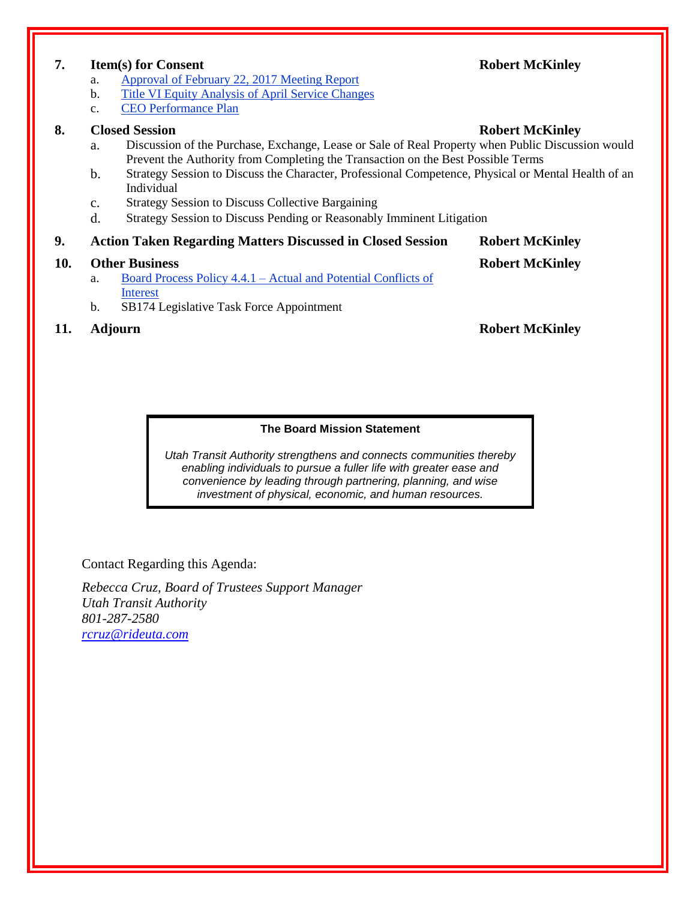**7. Item(s) for Consent** **Robert McKinley**

a. Approval of February 22, 2017 Meeting Report
b. Title VI Equity Analysis of April Service Changes
c. CEO Performance Plan

**8. Closed Session** **Robert McKinley**

a. Discussion of the Purchase, Exchange, Lease or Sale of Real Property when Public Discussion would Prevent the Authority from Completing the Transaction on the Best Possible Terms
b. Strategy Session to Discuss the Character, Professional Competence, Physical or Mental Health of an Individual
c. Strategy Session to Discuss Collective Bargaining
d. Strategy Session to Discuss Pending or Reasonably Imminent Litigation

**9. Action Taken Regarding Matters Discussed in Closed Session** **Robert McKinley**

**10. Other Business** **Robert McKinley**

a. Board Process Policy 4.4.1 – Actual and Potential Conflicts of Interest
b. SB174 Legislative Task Force Appointment

**11. Adjourn** **Robert McKinley**

**The Board Mission Statement**

*Utah Transit Authority strengthens and connects communities thereby enabling individuals to pursue a fuller life with greater ease and convenience by leading through partnering, planning, and wise investment of physical, economic, and human resources.*

Contact Regarding this Agenda:

*Rebecca Cruz, Board of Trustees Support Manager*
*Utah Transit Authority*
*801-287-2580*
*rcruz@rideuta.com*